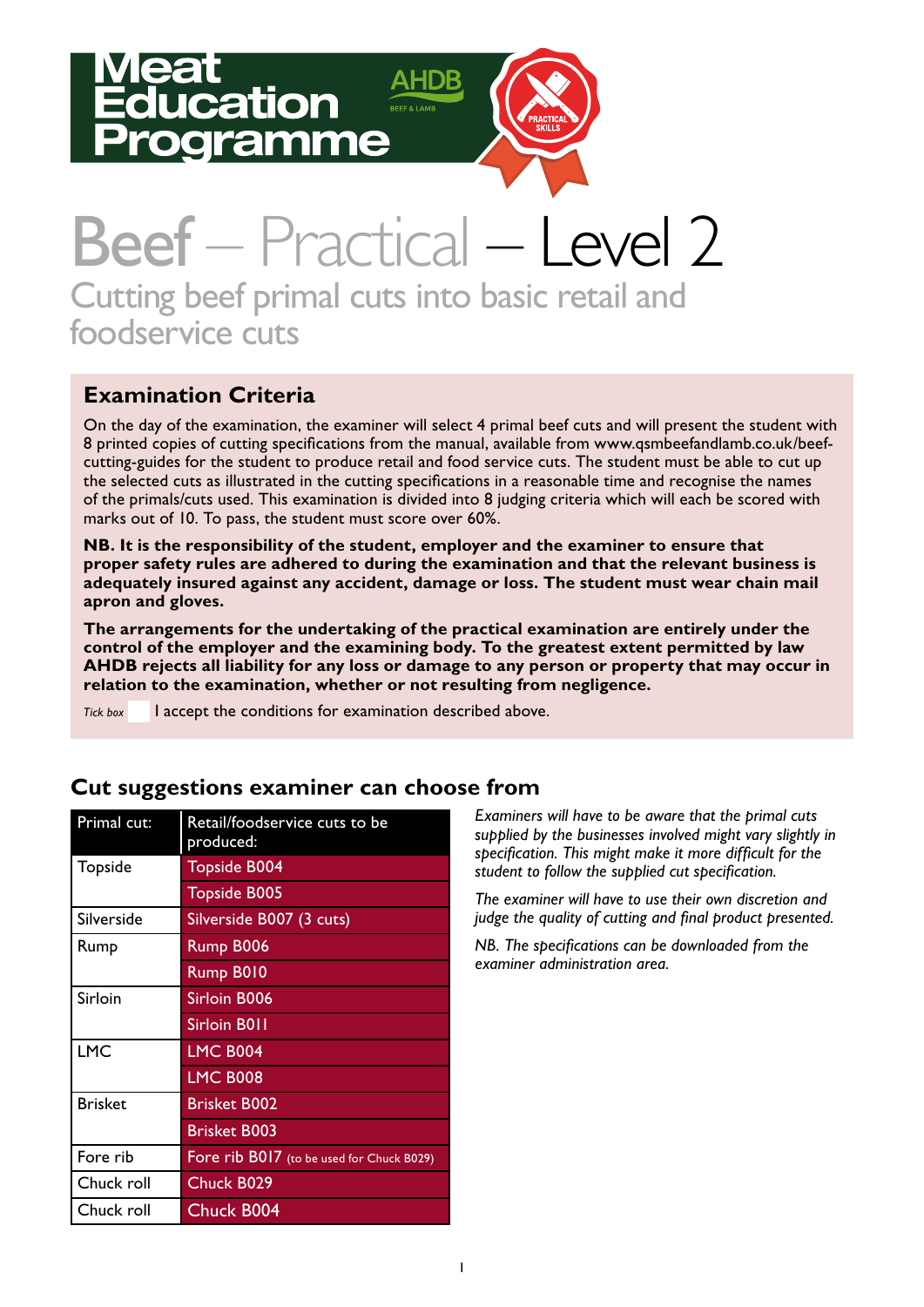# Meat Education Programme

AHDB BEEF & LAMB

PRACTICAL SKILLS

# Beef – Practical – Level 2

## Cutting beef primal cuts into basic retail and foodservice cuts

### Examination Criteria

On the day of the examination, the examiner will select 4 primal beef cuts and will present the student with 8 printed copies of cutting specifications from the manual, available from www.qsmbeefandlamb.co.uk/beef-cutting-guides for the student to produce retail and food service cuts. The student must be able to cut up the selected cuts as illustrated in the cutting specifications in a reasonable time and recognise the names of the primals/cuts used. This examination is divided into 8 judging criteria which will each be scored with marks out of 10. To pass, the student must score over 60%.

**NB. It is the responsibility of the student, employer and the examiner to ensure that proper safety rules are adhered to during the examination and that the relevant business is adequately insured against any accident, damage or loss. The student must wear chain mail apron and gloves.**

**The arrangements for the undertaking of the practical examination are entirely under the control of the employer and the examining body. To the greatest extent permitted by law AHDB rejects all liability for any loss or damage to any person or property that may occur in relation to the examination, whether or not resulting from negligence.**

*Tick box* ☐ I accept the conditions for examination described above.

### Cut suggestions examiner can choose from

| Primal cut: | Retail/foodservice cuts to be produced: |
|---|---|
| Topside | Topside B004 |
| | Topside B005 |
| Silverside | Silverside B007 (3 cuts) |
| Rump | Rump B006 |
| | Rump B010 |
| Sirloin | Sirloin B006 |
| | Sirloin B011 |
| LMC | LMC B004 |
| | LMC B008 |
| Brisket | Brisket B002 |
| | Brisket B003 |
| Fore rib | Fore rib B017 (to be used for Chuck B029) |
| Chuck roll | Chuck B029 |
| Chuck roll | Chuck B004 |

*Examiners will have to be aware that the primal cuts supplied by the businesses involved might vary slightly in specification. This might make it more difficult for the student to follow the supplied cut specification.*

*The examiner will have to use their own discretion and judge the quality of cutting and final product presented.*

*NB. The specifications can be downloaded from the examiner administration area.*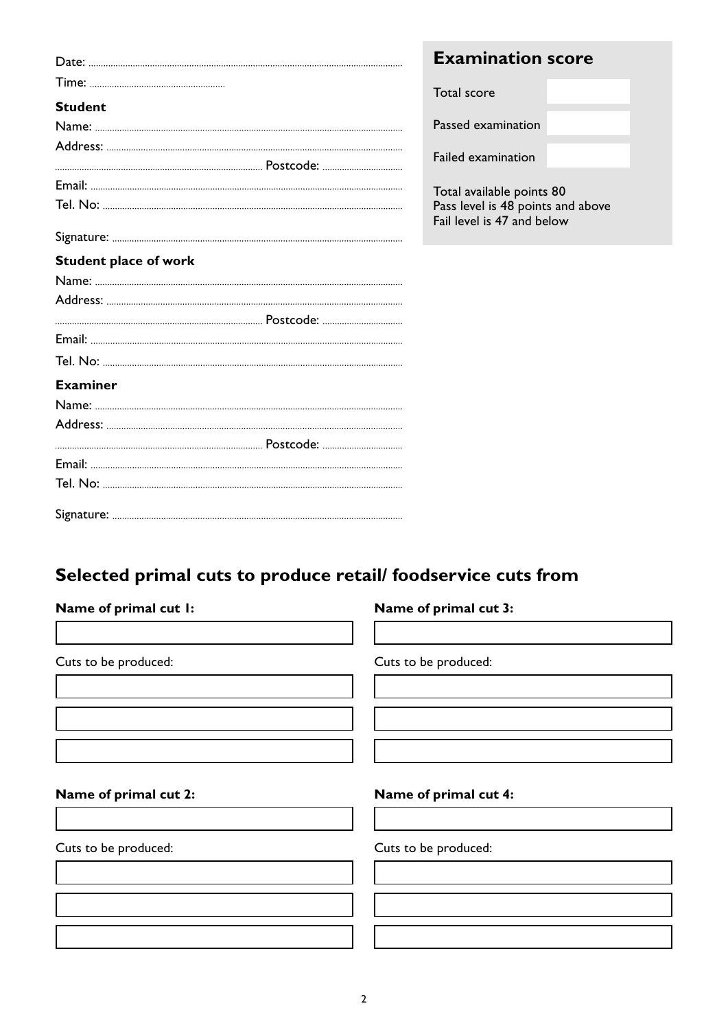Date: ..............................................................................................................

Time: ......................................................

**Student**

Name: ..............................................................................................................

Address: ..........................................................................................................

.................................................................................... Postcode: ................................

Email: ..............................................................................................................

Tel. No: ............................................................................................................

Signature: ........................................................................................................

**Student place of work**

Name: ..............................................................................................................

Address: ..........................................................................................................

.................................................................................... Postcode: ................................

Email: ..............................................................................................................

Tel. No: ............................................................................................................

**Examiner**

Name: ..............................................................................................................

Address: ..........................................................................................................

.................................................................................... Postcode: ................................

Email: ..............................................................................................................

Tel. No: ............................................................................................................

Signature: ........................................................................................................

## Examination score

| | |
|---|---|
| Total score | |
| Passed examination | |
| Failed examination | |

Total available points 80
Pass level is 48 points and above
Fail level is 47 and below

## Selected primal cuts to produce retail/ foodservice cuts from

**Name of primal cut 1:**

| |
|---|
| |

Cuts to be produced:

| |
|---|
| |
| |
| |

**Name of primal cut 2:**

| |
|---|
| |

Cuts to be produced:

| |
|---|
| |
| |
| |

**Name of primal cut 3:**

| |
|---|
| |

Cuts to be produced:

| |
|---|
| |
| |
| |

**Name of primal cut 4:**

| |
|---|
| |

Cuts to be produced:

| |
|---|
| |
| |
| |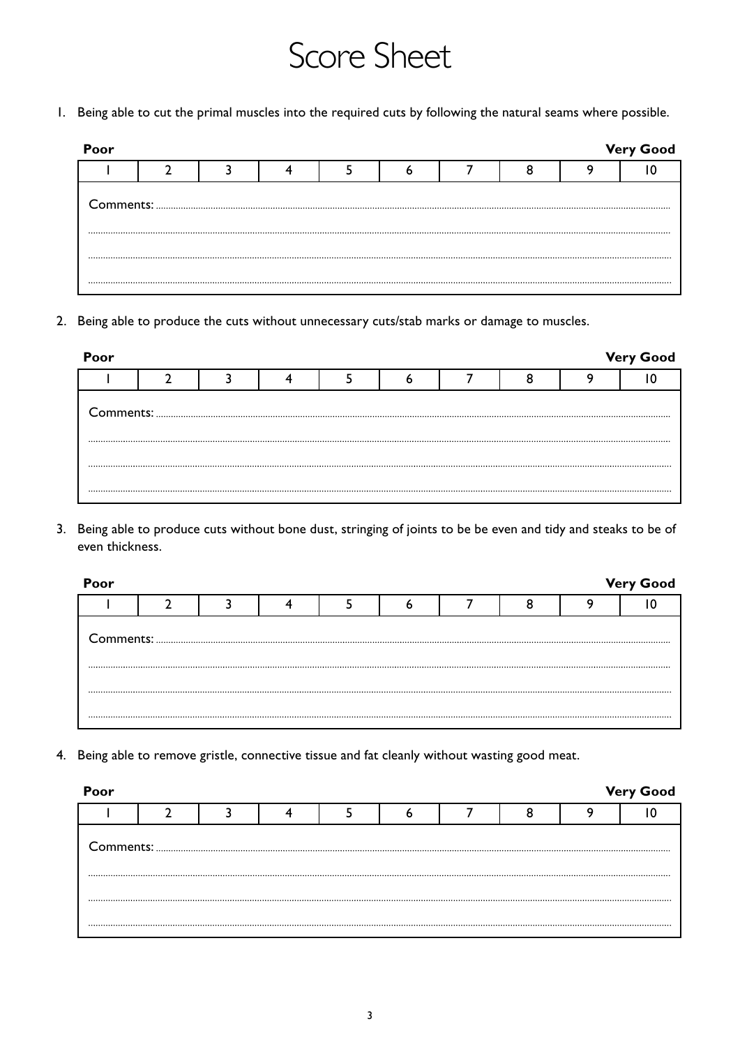# Score Sheet

1. Being able to cut the primal muscles into the required cuts by following the natural seams where possible.

| Poor | | | | | | | | | Very Good |
|---|---|---|---|---|---|---|---|---|---|
| 1 | 2 | 3 | 4 | 5 | 6 | 7 | 8 | 9 | 10 |

Comments: ...................................................................................................................................................

.............................................................................................................................................................

.............................................................................................................................................................

.............................................................................................................................................................

2. Being able to produce the cuts without unnecessary cuts/stab marks or damage to muscles.

| Poor | | | | | | | | | Very Good |
|---|---|---|---|---|---|---|---|---|---|
| 1 | 2 | 3 | 4 | 5 | 6 | 7 | 8 | 9 | 10 |

Comments: ...................................................................................................................................................

.............................................................................................................................................................

.............................................................................................................................................................

.............................................................................................................................................................

3. Being able to produce cuts without bone dust, stringing of joints to be be even and tidy and steaks to be of even thickness.

| Poor | | | | | | | | | Very Good |
|---|---|---|---|---|---|---|---|---|---|
| 1 | 2 | 3 | 4 | 5 | 6 | 7 | 8 | 9 | 10 |

Comments: ...................................................................................................................................................

.............................................................................................................................................................

.............................................................................................................................................................

.............................................................................................................................................................

4. Being able to remove gristle, connective tissue and fat cleanly without wasting good meat.

| Poor | | | | | | | | | Very Good |
|---|---|---|---|---|---|---|---|---|---|
| 1 | 2 | 3 | 4 | 5 | 6 | 7 | 8 | 9 | 10 |

Comments: ...................................................................................................................................................

.............................................................................................................................................................

.............................................................................................................................................................

.............................................................................................................................................................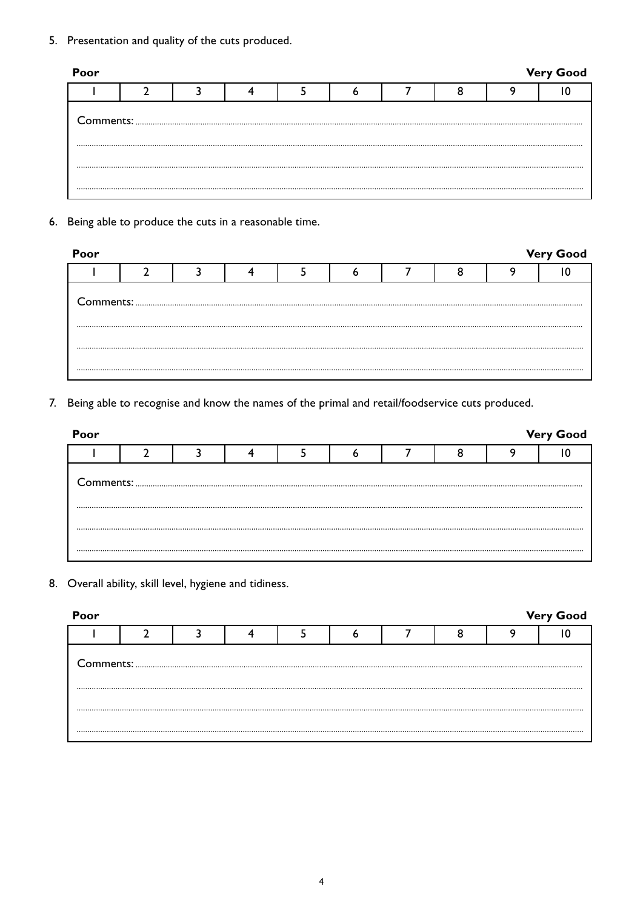5. Presentation and quality of the cuts produced.

| Poor | | | | | | | | | Very Good |
|---|---|---|---|---|---|---|---|---|---|
| 1 | 2 | 3 | 4 | 5 | 6 | 7 | 8 | 9 | 10 |

Comments: ..............................................................................................................................................................

..............................................................................................................................................................

..............................................................................................................................................................

..............................................................................................................................................................

6. Being able to produce the cuts in a reasonable time.

| Poor | | | | | | | | | Very Good |
|---|---|---|---|---|---|---|---|---|---|
| 1 | 2 | 3 | 4 | 5 | 6 | 7 | 8 | 9 | 10 |

Comments: ..............................................................................................................................................................

..............................................................................................................................................................

..............................................................................................................................................................

..............................................................................................................................................................

7. Being able to recognise and know the names of the primal and retail/foodservice cuts produced.

| Poor | | | | | | | | | Very Good |
|---|---|---|---|---|---|---|---|---|---|
| 1 | 2 | 3 | 4 | 5 | 6 | 7 | 8 | 9 | 10 |

Comments: ..............................................................................................................................................................

..............................................................................................................................................................

..............................................................................................................................................................

..............................................................................................................................................................

8. Overall ability, skill level, hygiene and tidiness.

| Poor | | | | | | | | | Very Good |
|---|---|---|---|---|---|---|---|---|---|
| 1 | 2 | 3 | 4 | 5 | 6 | 7 | 8 | 9 | 10 |

Comments: ..............................................................................................................................................................

..............................................................................................................................................................

..............................................................................................................................................................

..............................................................................................................................................................